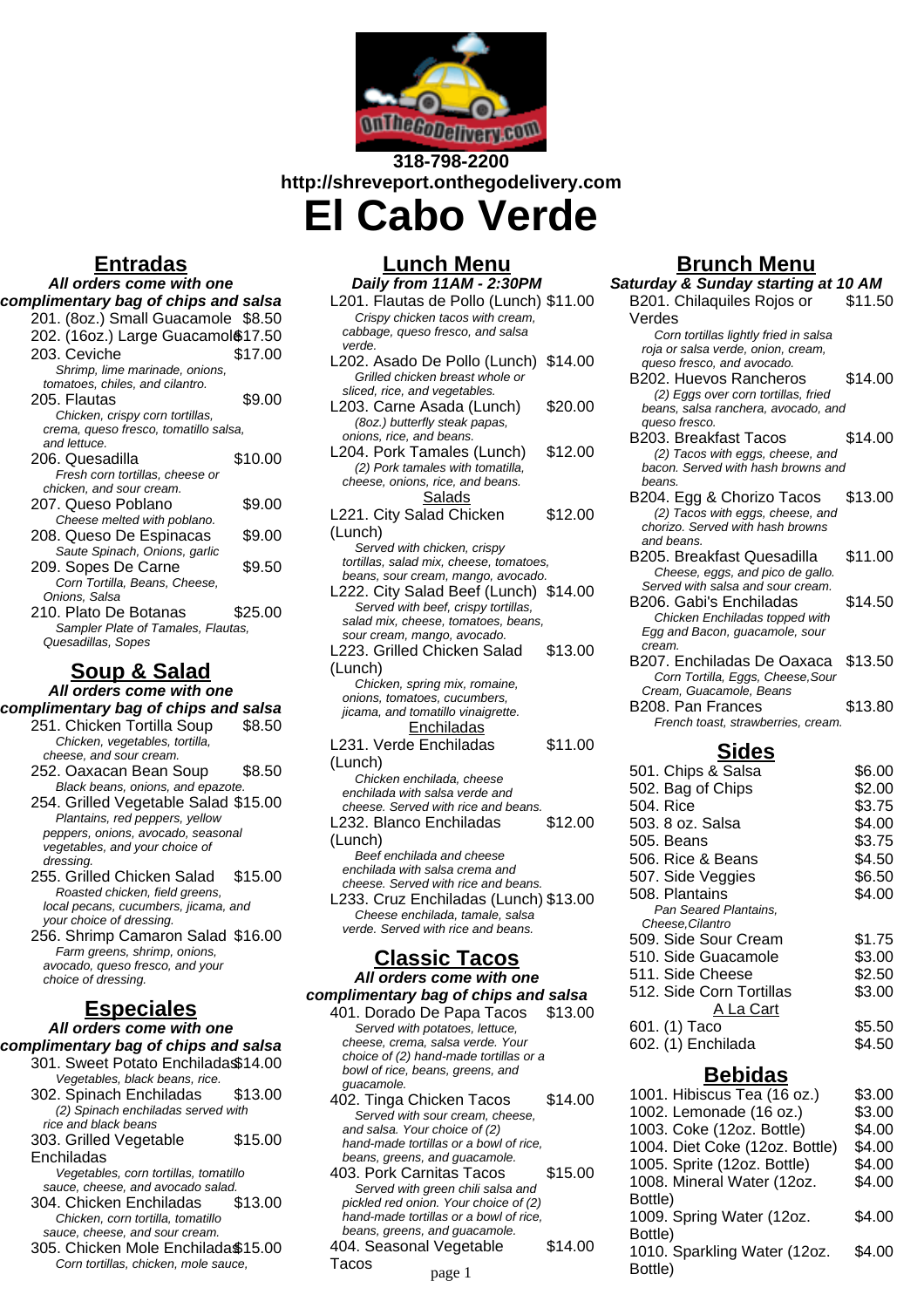318-798-2200

http://shreveport.onthegodelivery.com

# El Cabo Verde

## Entradas

***All orders come with one complimentary bag of chips and salsa***

201. (8oz.) Small Guacamole $8.50

202. (16oz.) Large Guacamole $17.50

203. Ceviche $17.00
*Shrimp, lime marinade, onions, tomatoes, chiles, and cilantro.*

205. Flautas $9.00
*Chicken, crispy corn tortillas, crema, queso fresco, tomatillo salsa, and lettuce.*

206. Quesadilla $10.00
*Fresh corn tortillas, cheese or chicken, and sour cream.*

207. Queso Poblano $9.00
*Cheese melted with poblano.*

208. Queso De Espinacas $9.00
*Saute Spinach, Onions, garlic*

209. Sopes De Carne $9.50
*Corn Tortilla, Beans, Cheese, Onions, Salsa*

210. Plato De Botanas $25.00
*Sampler Plate of Tamales, Flautas, Quesadillas, Sopes*

## Soup & Salad

***All orders come with one complimentary bag of chips and salsa***

251. Chicken Tortilla Soup $8.50
*Chicken, vegetables, tortilla, cheese, and sour cream.*

252. Oaxacan Bean Soup $8.50
*Black beans, onions, and epazote.*

254. Grilled Vegetable Salad $15.00
*Plantains, red peppers, yellow peppers, onions, avocado, seasonal vegetables, and your choice of dressing.*

255. Grilled Chicken Salad $15.00
*Roasted chicken, field greens, local pecans, cucumbers, jicama, and your choice of dressing.*

256. Shrimp Camaron Salad $16.00
*Farm greens, shrimp, onions, avocado, queso fresco, and your choice of dressing.*

## Especiales

***All orders come with one complimentary bag of chips and salsa***

301. Sweet Potato Enchiladas $14.00
*Vegetables, black beans, rice.*

302. Spinach Enchiladas $13.00
*(2) Spinach enchiladas served with rice and black beans*

303. Grilled Vegetable Enchiladas $15.00
*Vegetables, corn tortillas, tomatillo sauce, cheese, and avocado salad.*

304. Chicken Enchiladas $13.00
*Chicken, corn tortilla, tomatillo sauce, cheese, and sour cream.*

305. Chicken Mole Enchiladas $15.00
*Corn tortillas, chicken, mole sauce,*

## Lunch Menu

***Daily from 11AM - 2:30PM***

L201. Flautas de Pollo (Lunch) $11.00
*Crispy chicken tacos with cream, cabbage, queso fresco, and salsa verde.*

L202. Asado De Pollo (Lunch) $14.00
*Grilled chicken breast whole or sliced, rice, and vegetables.*

L203. Carne Asada (Lunch) $20.00
*(8oz.) butterfly steak papas, onions, rice, and beans.*

L204. Pork Tamales (Lunch) $12.00
*(2) Pork tamales with tomatilla, cheese, onions, rice, and beans.*

### Salads

L221. City Salad Chicken (Lunch) $12.00
*Served with chicken, crispy tortillas, salad mix, cheese, tomatoes, beans, sour cream, mango, avocado.*

L222. City Salad Beef (Lunch) $14.00
*Served with beef, crispy tortillas, salad mix, cheese, tomatoes, beans, sour cream, mango, avocado.*

L223. Grilled Chicken Salad (Lunch) $13.00
*Chicken, spring mix, romaine, onions, tomatoes, cucumbers, jicama, and tomatillo vinaigrette.*

### Enchiladas

L231. Verde Enchiladas (Lunch) $11.00
*Chicken enchilada, cheese enchilada with salsa verde and cheese. Served with rice and beans.*

L232. Blanco Enchiladas (Lunch) $12.00
*Beef enchilada and cheese enchilada with salsa crema and cheese. Served with rice and beans.*

L233. Cruz Enchiladas (Lunch) $13.00
*Cheese enchilada, tamale, salsa verde. Served with rice and beans.*

## Classic Tacos

***All orders come with one complimentary bag of chips and salsa***

401. Dorado De Papa Tacos $13.00
*Served with potatoes, lettuce, cheese, crema, salsa verde. Your choice of (2) hand-made tortillas or a bowl of rice, beans, greens, and guacamole.*

402. Tinga Chicken Tacos $14.00
*Served with sour cream, cheese, and salsa. Your choice of (2) hand-made tortillas or a bowl of rice, beans, greens, and guacamole.*

403. Pork Carnitas Tacos $15.00
*Served with green chili salsa and pickled red onion. Your choice of (2) hand-made tortillas or a bowl of rice, beans, greens, and guacamole.*

404. Seasonal Vegetable Tacos $14.00

## Brunch Menu

***Saturday & Sunday starting at 10 AM***

B201. Chilaquiles Rojos or Verdes $11.50
*Corn tortillas lightly fried in salsa roja or salsa verde, onion, cream, queso fresco, and avocado.*

B202. Huevos Rancheros $14.00
*(2) Eggs over corn tortillas, fried beans, salsa ranchera, avocado, and queso fresco.*

B203. Breakfast Tacos $14.00
*(2) Tacos with eggs, cheese, and bacon. Served with hash browns and beans.*

B204. Egg & Chorizo Tacos $13.00
*(2) Tacos with eggs, cheese, and chorizo. Served with hash browns and beans.*

B205. Breakfast Quesadilla $11.00
*Cheese, eggs, and pico de gallo. Served with salsa and sour cream.*

B206. Gabi's Enchiladas $14.50
*Chicken Enchiladas topped with Egg and Bacon, guacamole, sour cream.*

B207. Enchiladas De Oaxaca $13.50
*Corn Tortilla, Eggs, Cheese,Sour Cream, Guacamole, Beans*

B208. Pan Frances $13.80
*French toast, strawberries, cream.*

## Sides

501. Chips & Salsa $6.00

502. Bag of Chips $2.00

504. Rice $3.75

503. 8 oz. Salsa $4.00

505. Beans $3.75

506. Rice & Beans $4.50

507. Side Veggies $6.50

508. Plantains $4.00
*Pan Seared Plantains, Cheese,Cilantro*

509. Side Sour Cream $1.75

510. Side Guacamole $3.00

511. Side Cheese $2.50

512. Side Corn Tortillas $3.00

### A La Cart

601. (1) Taco $5.50

602. (1) Enchilada $4.50

## Bebidas

1001. Hibiscus Tea (16 oz.) $3.00

1002. Lemonade (16 oz.) $3.00

1003. Coke (12oz. Bottle) $4.00

1004. Diet Coke (12oz. Bottle) $4.00

1005. Sprite (12oz. Bottle) $4.00

1008. Mineral Water (12oz. Bottle) $4.00

1009. Spring Water (12oz. Bottle) $4.00

1010. Sparkling Water (12oz. Bottle) $4.00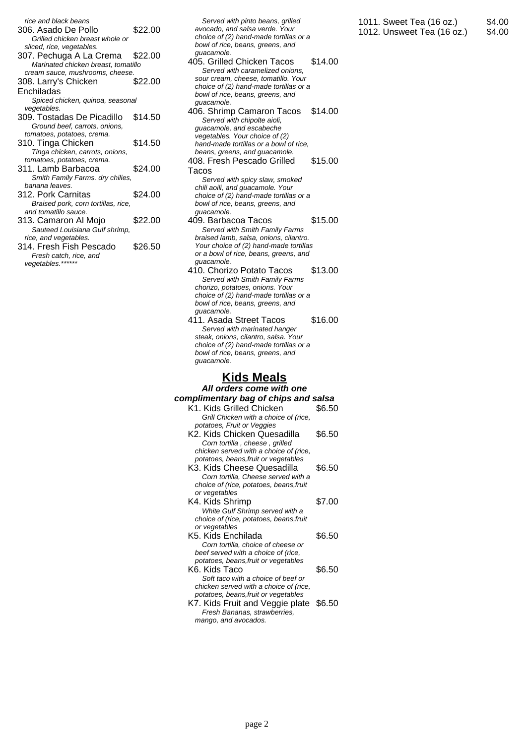*rice and black beans*

306. Asado De Pollo $22.00
*Grilled chicken breast whole or sliced, rice, vegetables.*

307. Pechuga A La Crema $22.00
*Marinated chicken breast, tomatillo cream sauce, mushrooms, cheese.*

308. Larry's Chicken Enchiladas $22.00
*Spiced chicken, quinoa, seasonal vegetables.*

309. Tostadas De Picadillo $14.50
*Ground beef, carrots, onions, tomatoes, potatoes, crema.*

310. Tinga Chicken $14.50
*Tinga chicken, carrots, onions, tomatoes, potatoes, crema.*

311. Lamb Barbacoa $24.00
*Smith Family Farms. dry chilies, banana leaves.*

312. Pork Carnitas $24.00
*Braised pork, corn tortillas, rice, and tomatillo sauce.*

313. Camaron Al Mojo $22.00
*Sauteed Louisiana Gulf shrimp, rice, and vegetables.*

314. Fresh Fish Pescado $26.50
*Fresh catch, rice, and vegetables.******

*Served with pinto beans, grilled avocado, and salsa verde. Your choice of (2) hand-made tortillas or a bowl of rice, beans, greens, and guacamole.*

405. Grilled Chicken Tacos $14.00
*Served with caramelized onions, sour cream, cheese, tomatillo. Your choice of (2) hand-made tortillas or a bowl of rice, beans, greens, and guacamole.*

406. Shrimp Camaron Tacos $14.00
*Served with chipolte aioli, guacamole, and escabeche vegetables. Your choice of (2) hand-made tortillas or a bowl of rice, beans, greens, and guacamole.*

408. Fresh Pescado Grilled Tacos $15.00
*Served with spicy slaw, smoked chili aoili, and guacamole. Your choice of (2) hand-made tortillas or a bowl of rice, beans, greens, and guacamole.*

409. Barbacoa Tacos $15.00
*Served with Smith Family Farms braised lamb, salsa, onions, cilantro. Your choice of (2) hand-made tortillas or a bowl of rice, beans, greens, and guacamole.*

410. Chorizo Potato Tacos $13.00
*Served with Smith Family Farms chorizo, potatoes, onions. Your choice of (2) hand-made tortillas or a bowl of rice, beans, greens, and guacamole.*

411. Asada Street Tacos $16.00
*Served with marinated hanger steak, onions, cilantro, salsa. Your choice of (2) hand-made tortillas or a bowl of rice, beans, greens, and guacamole.*

## Kids Meals

***All orders come with one complimentary bag of chips and salsa***

K1. Kids Grilled Chicken $6.50
*Grill Chicken with a choice of (rice, potatoes, Fruit or Veggies*

K2. Kids Chicken Quesadilla $6.50
*Corn tortilla , cheese , grilled chicken served with a choice of (rice, potatoes, beans,fruit or vegetables*

K3. Kids Cheese Quesadilla $6.50
*Corn tortilla, Cheese served with a choice of (rice, potatoes, beans,fruit or vegetables*

K4. Kids Shrimp $7.00
*White Gulf Shrimp served with a choice of (rice, potatoes, beans,fruit or vegetables*

K5. Kids Enchilada $6.50
*Corn tortilla, choice of cheese or beef served with a choice of (rice, potatoes, beans,fruit or vegetables*

K6. Kids Taco $6.50
*Soft taco with a choice of beef or chicken served with a choice of (rice, potatoes, beans,fruit or vegetables*

K7. Kids Fruit and Veggie plate $6.50
*Fresh Bananas, strawberries, mango, and avocados.*

1011. Sweet Tea (16 oz.) $4.00

1012. Unsweet Tea (16 oz.) $4.00